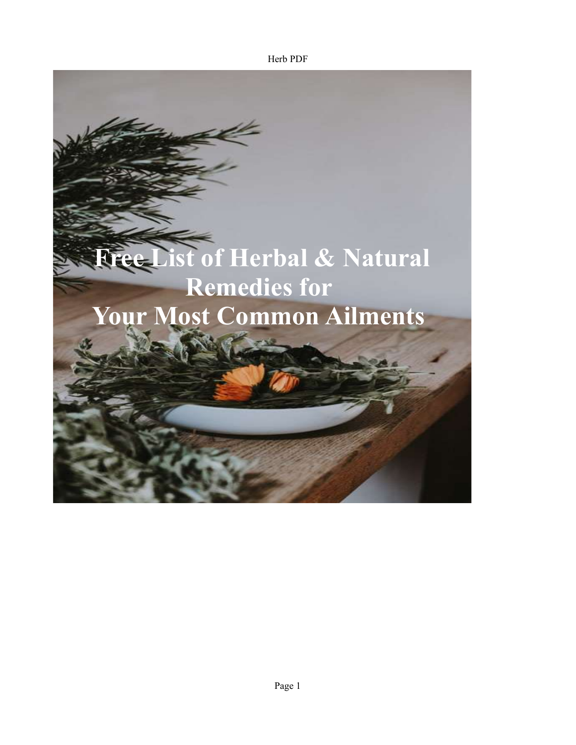# Free List of Herbal & Natural Remedies for Your Most Common Ailments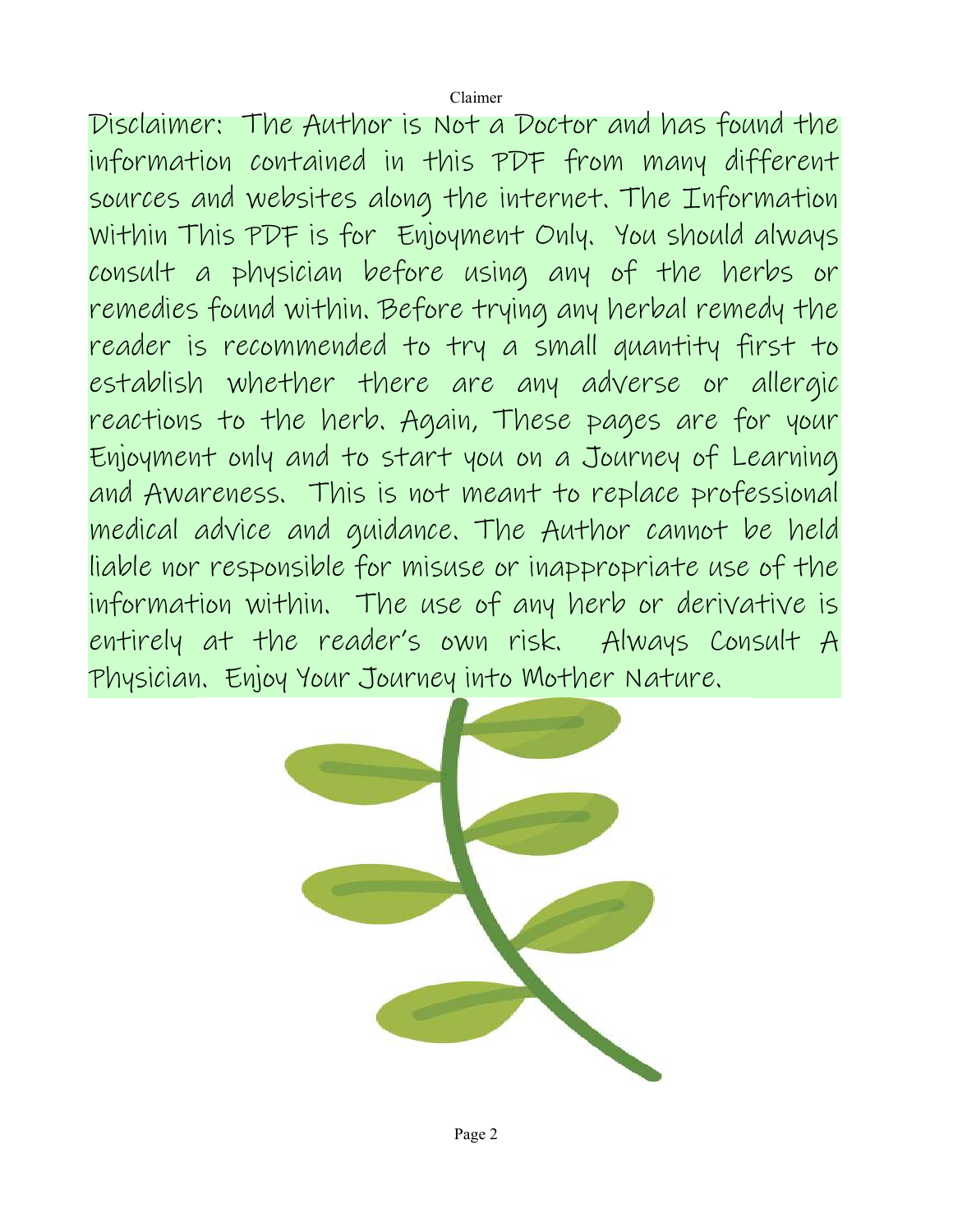Disclaimer: The Author is Not a Doctor and has found the information contained in this PDF from many different sources and websites along the internet. The Information Within This PDF is for Enjoyment Only. You should always consult a physician before using any of the herbs or remedies found within. Before trying any herbal remedy the reader is recommended to try a small quantity first to establish whether there are any adverse or allergic reactions to the herb. Again, These pages are for your Enjoyment only and to start you on a Journey of Learning and Awareness. This is not meant to replace professional medical advice and guidance. The Author cannot be held liable nor responsible for misuse or inappropriate use of the information within. The use of any herb or derivative is entirely at the reader's own risk. Always Consult A Physician. Enjoy Your Journey into Mother Nature.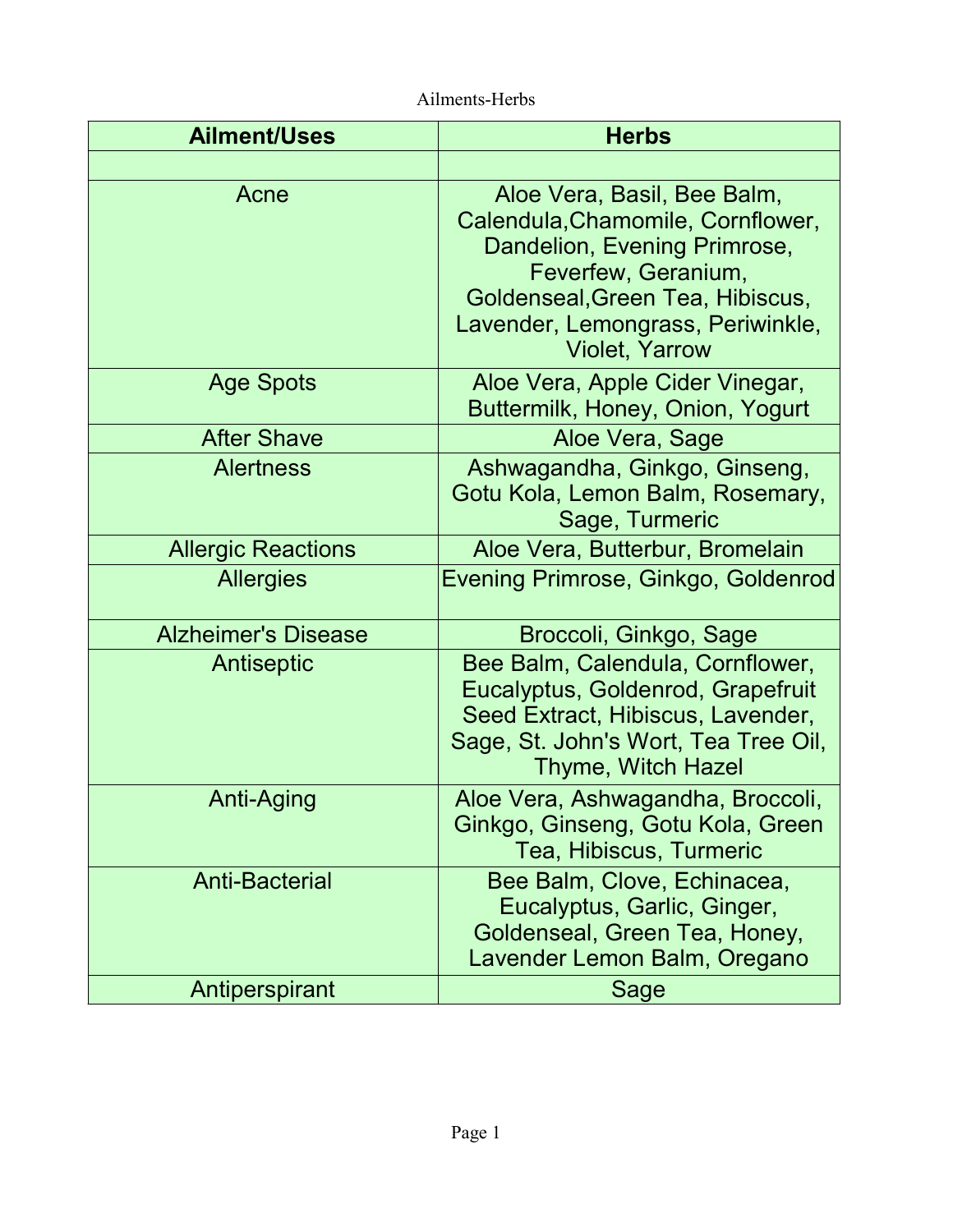Ailments-Herbs

| Ailment/Uses | Herbs |
|---|---|
| | |
| Acne | Aloe Vera, Basil, Bee Balm, Calendula,Chamomile, Cornflower, Dandelion, Evening Primrose, Feverfew, Geranium, Goldenseal,Green Tea, Hibiscus, Lavender, Lemongrass, Periwinkle, Violet, Yarrow |
| Age Spots | Aloe Vera, Apple Cider Vinegar, Buttermilk, Honey, Onion, Yogurt |
| After Shave | Aloe Vera, Sage |
| Alertness | Ashwagandha, Ginkgo, Ginseng, Gotu Kola, Lemon Balm, Rosemary, Sage, Turmeric |
| Allergic Reactions | Aloe Vera, Butterbur, Bromelain |
| Allergies | Evening Primrose, Ginkgo, Goldenrod |
| Alzheimer's Disease | Broccoli, Ginkgo, Sage |
| Antiseptic | Bee Balm, Calendula, Cornflower, Eucalyptus, Goldenrod, Grapefruit Seed Extract, Hibiscus, Lavender, Sage, St. John's Wort, Tea Tree Oil, Thyme, Witch Hazel |
| Anti-Aging | Aloe Vera, Ashwagandha, Broccoli, Ginkgo, Ginseng, Gotu Kola, Green Tea, Hibiscus, Turmeric |
| Anti-Bacterial | Bee Balm, Clove, Echinacea, Eucalyptus, Garlic, Ginger, Goldenseal, Green Tea, Honey, Lavender Lemon Balm, Oregano |
| Antiperspirant | Sage |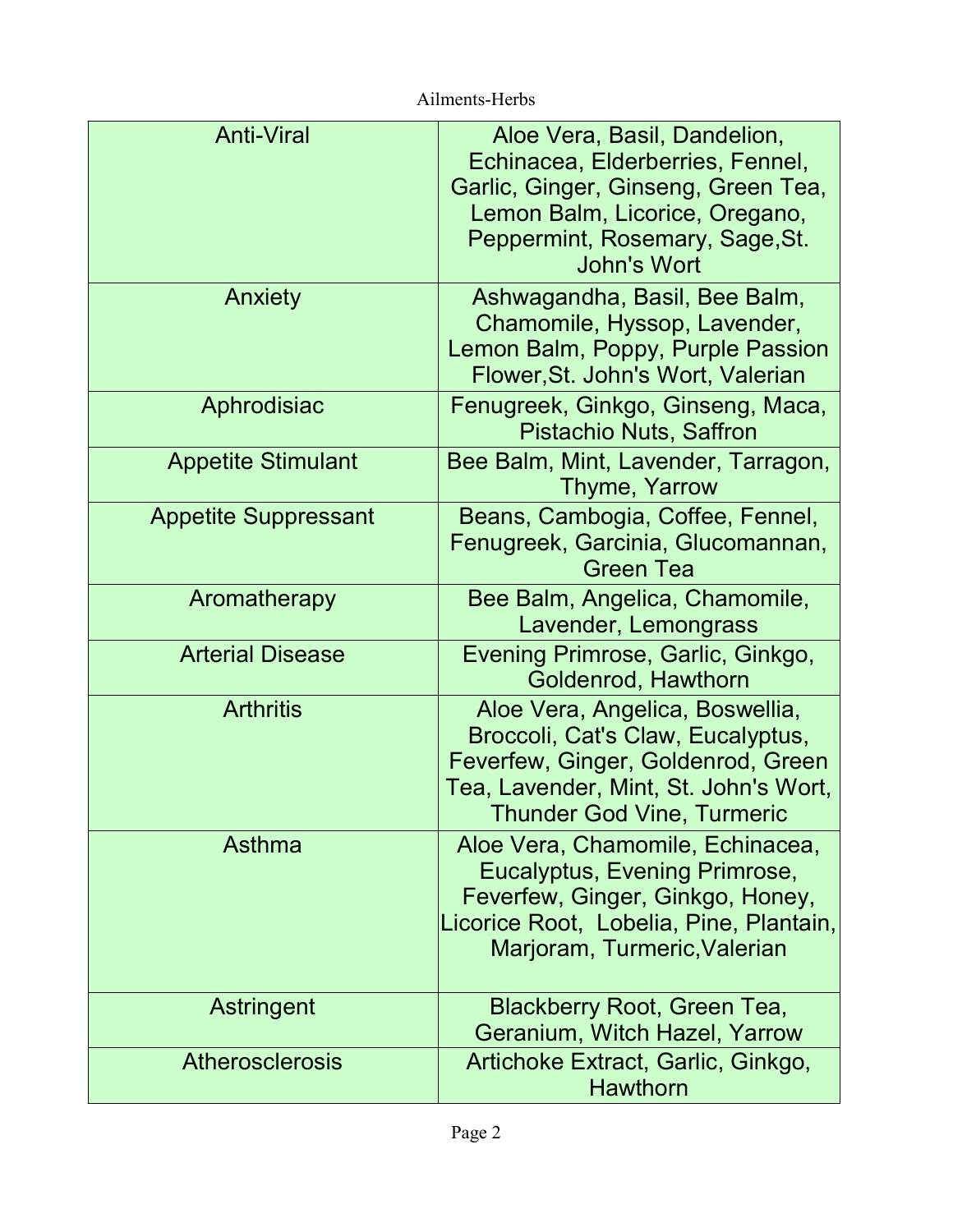Ailments-Herbs

| | |
|---|---|
| Anti-Viral | Aloe Vera, Basil, Dandelion, Echinacea, Elderberries, Fennel, Garlic, Ginger, Ginseng, Green Tea, Lemon Balm, Licorice, Oregano, Peppermint, Rosemary, Sage,St. John's Wort |
| Anxiety | Ashwagandha, Basil, Bee Balm, Chamomile, Hyssop, Lavender, Lemon Balm, Poppy, Purple Passion Flower,St. John's Wort, Valerian |
| Aphrodisiac | Fenugreek, Ginkgo, Ginseng, Maca, Pistachio Nuts, Saffron |
| Appetite Stimulant | Bee Balm, Mint, Lavender, Tarragon, Thyme, Yarrow |
| Appetite Suppressant | Beans, Cambogia, Coffee, Fennel, Fenugreek, Garcinia, Glucomannan, Green Tea |
| Aromatherapy | Bee Balm, Angelica, Chamomile, Lavender, Lemongrass |
| Arterial Disease | Evening Primrose, Garlic, Ginkgo, Goldenrod, Hawthorn |
| Arthritis | Aloe Vera, Angelica, Boswellia, Broccoli, Cat's Claw, Eucalyptus, Feverfew, Ginger, Goldenrod, Green Tea, Lavender, Mint, St. John's Wort, Thunder God Vine, Turmeric |
| Asthma | Aloe Vera, Chamomile, Echinacea, Eucalyptus, Evening Primrose, Feverfew, Ginger, Ginkgo, Honey, Licorice Root, Lobelia, Pine, Plantain, Marjoram, Turmeric,Valerian |
| Astringent | Blackberry Root, Green Tea, Geranium, Witch Hazel, Yarrow |
| Atherosclerosis | Artichoke Extract, Garlic, Ginkgo, Hawthorn |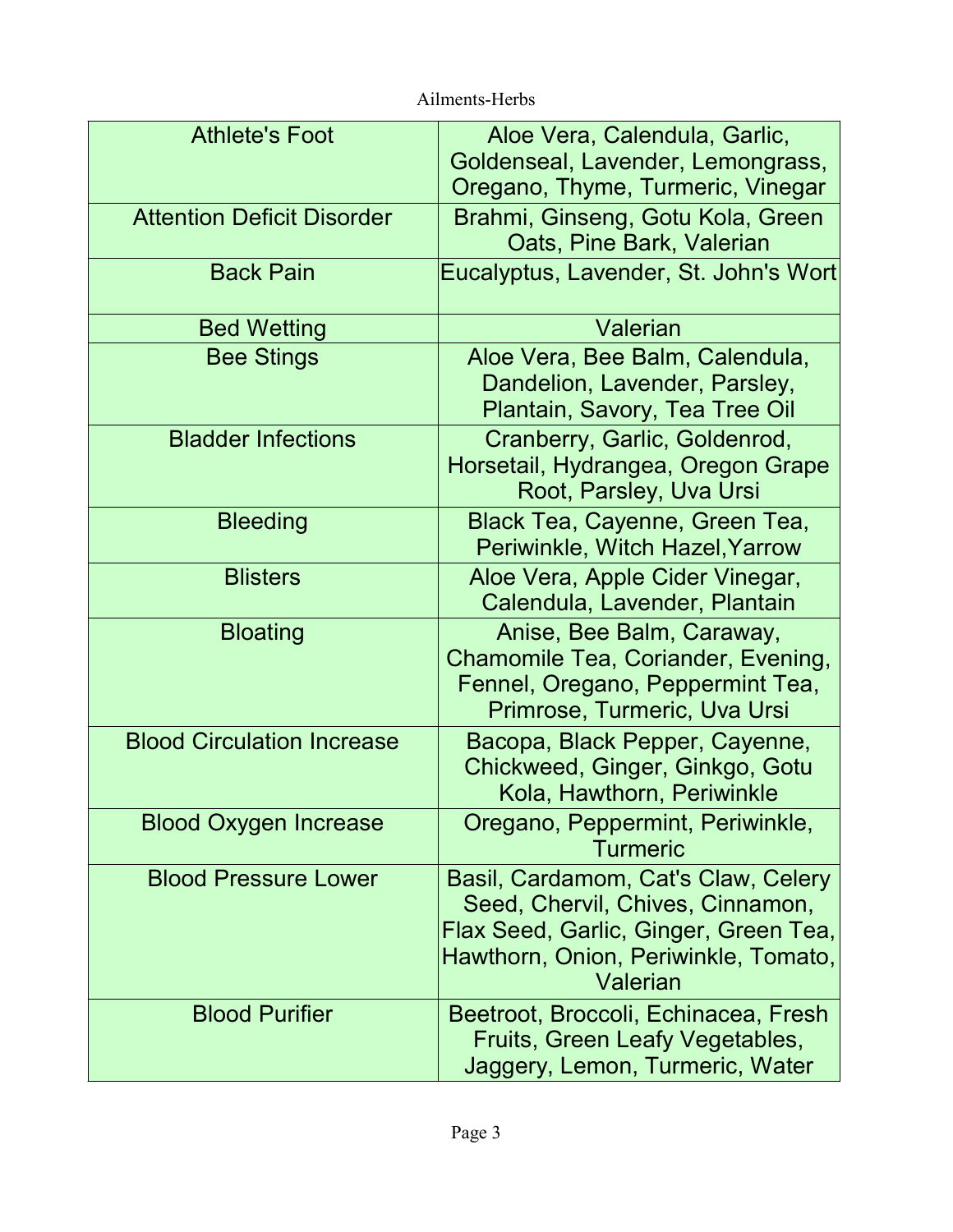Ailments-Herbs

| Ailment | Herbs |
| --- | --- |
| Athlete's Foot | Aloe Vera, Calendula, Garlic, Goldenseal, Lavender, Lemongrass, Oregano, Thyme, Turmeric, Vinegar |
| Attention Deficit Disorder | Brahmi, Ginseng, Gotu Kola, Green Oats, Pine Bark, Valerian |
| Back Pain | Eucalyptus, Lavender, St. John's Wort |
| Bed Wetting | Valerian |
| Bee Stings | Aloe Vera, Bee Balm, Calendula, Dandelion, Lavender, Parsley, Plantain, Savory, Tea Tree Oil |
| Bladder Infections | Cranberry, Garlic, Goldenrod, Horsetail, Hydrangea, Oregon Grape Root, Parsley, Uva Ursi |
| Bleeding | Black Tea, Cayenne, Green Tea, Periwinkle, Witch Hazel,Yarrow |
| Blisters | Aloe Vera, Apple Cider Vinegar, Calendula, Lavender, Plantain |
| Bloating | Anise, Bee Balm, Caraway, Chamomile Tea, Coriander, Evening, Fennel, Oregano, Peppermint Tea, Primrose, Turmeric, Uva Ursi |
| Blood Circulation Increase | Bacopa, Black Pepper, Cayenne, Chickweed, Ginger, Ginkgo, Gotu Kola, Hawthorn, Periwinkle |
| Blood Oxygen Increase | Oregano, Peppermint, Periwinkle, Turmeric |
| Blood Pressure Lower | Basil, Cardamom, Cat's Claw, Celery Seed, Chervil, Chives, Cinnamon, Flax Seed, Garlic, Ginger, Green Tea, Hawthorn, Onion, Periwinkle, Tomato, Valerian |
| Blood Purifier | Beetroot, Broccoli, Echinacea, Fresh Fruits, Green Leafy Vegetables, Jaggery, Lemon, Turmeric, Water |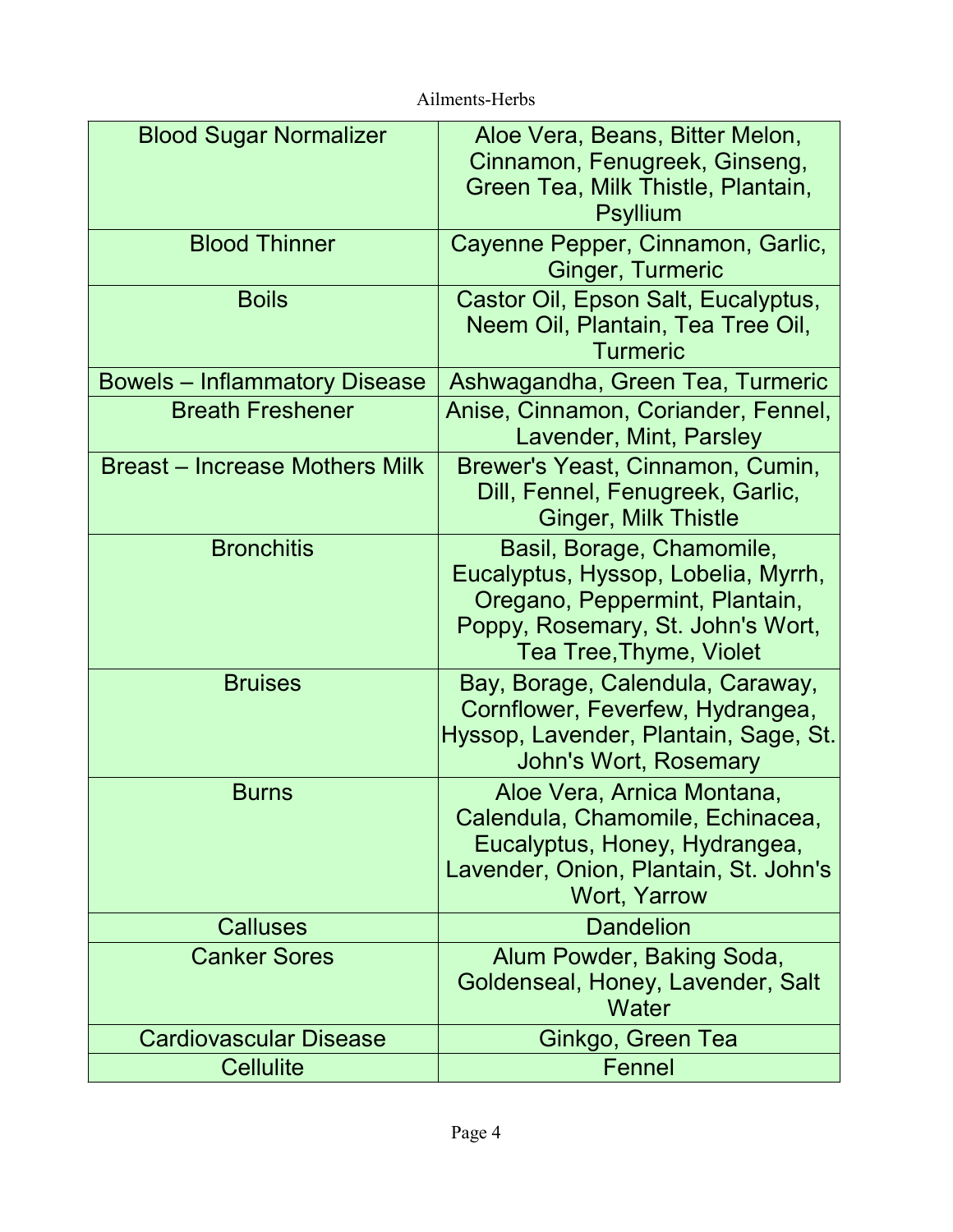| Blood Sugar Normalizer | Aloe Vera, Beans, Bitter Melon, Cinnamon, Fenugreek, Ginseng, Green Tea, Milk Thistle, Plantain, Psyllium |
|---|---|
| Blood Thinner | Cayenne Pepper, Cinnamon, Garlic, Ginger, Turmeric |
| Boils | Castor Oil, Epson Salt, Eucalyptus, Neem Oil, Plantain, Tea Tree Oil, Turmeric |
| Bowels – Inflammatory Disease | Ashwagandha, Green Tea, Turmeric |
| Breath Freshener | Anise, Cinnamon, Coriander, Fennel, Lavender, Mint, Parsley |
| Breast – Increase Mothers Milk | Brewer's Yeast, Cinnamon, Cumin, Dill, Fennel, Fenugreek, Garlic, Ginger, Milk Thistle |
| Bronchitis | Basil, Borage, Chamomile, Eucalyptus, Hyssop, Lobelia, Myrrh, Oregano, Peppermint, Plantain, Poppy, Rosemary, St. John's Wort, Tea Tree,Thyme, Violet |
| Bruises | Bay, Borage, Calendula, Caraway, Cornflower, Feverfew, Hydrangea, Hyssop, Lavender, Plantain, Sage, St. John's Wort, Rosemary |
| Burns | Aloe Vera, Arnica Montana, Calendula, Chamomile, Echinacea, Eucalyptus, Honey, Hydrangea, Lavender, Onion, Plantain, St. John's Wort, Yarrow |
| Calluses | Dandelion |
| Canker Sores | Alum Powder, Baking Soda, Goldenseal, Honey, Lavender, Salt Water |
| Cardiovascular Disease | Ginkgo, Green Tea |
| Cellulite | Fennel |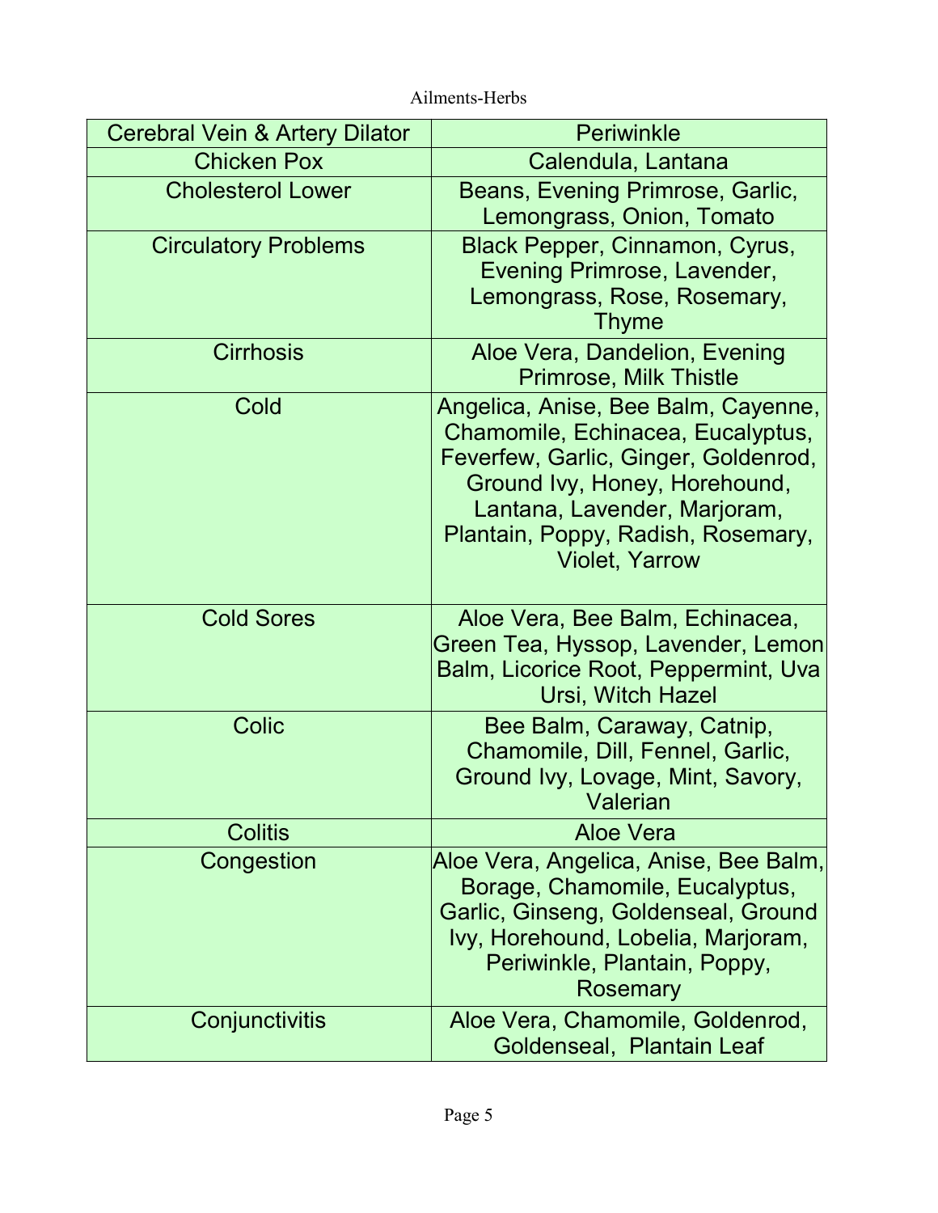Ailments-Herbs

| Cerebral Vein & Artery Dilator | Periwinkle |
|---|---|
| Chicken Pox | Calendula, Lantana |
| Cholesterol Lower | Beans, Evening Primrose, Garlic, Lemongrass, Onion, Tomato |
| Circulatory Problems | Black Pepper, Cinnamon, Cyrus, Evening Primrose, Lavender, Lemongrass, Rose, Rosemary, Thyme |
| Cirrhosis | Aloe Vera, Dandelion, Evening Primrose, Milk Thistle |
| Cold | Angelica, Anise, Bee Balm, Cayenne, Chamomile, Echinacea, Eucalyptus, Feverfew, Garlic, Ginger, Goldenrod, Ground Ivy, Honey, Horehound, Lantana, Lavender, Marjoram, Plantain, Poppy, Radish, Rosemary, Violet, Yarrow |
| Cold Sores | Aloe Vera, Bee Balm, Echinacea, Green Tea, Hyssop, Lavender, Lemon Balm, Licorice Root, Peppermint, Uva Ursi, Witch Hazel |
| Colic | Bee Balm, Caraway, Catnip, Chamomile, Dill, Fennel, Garlic, Ground Ivy, Lovage, Mint, Savory, Valerian |
| Colitis | Aloe Vera |
| Congestion | Aloe Vera, Angelica, Anise, Bee Balm, Borage, Chamomile, Eucalyptus, Garlic, Ginseng, Goldenseal, Ground Ivy, Horehound, Lobelia, Marjoram, Periwinkle, Plantain, Poppy, Rosemary |
| Conjunctivitis | Aloe Vera, Chamomile, Goldenrod, Goldenseal, Plantain Leaf |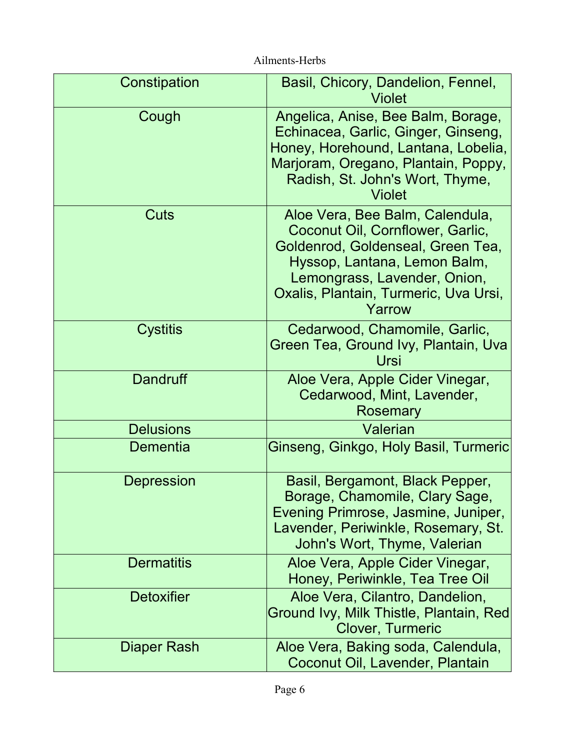| Constipation | Basil, Chicory, Dandelion, Fennel, Violet |
|---|---|
| Cough | Angelica, Anise, Bee Balm, Borage, Echinacea, Garlic, Ginger, Ginseng, Honey, Horehound, Lantana, Lobelia, Marjoram, Oregano, Plantain, Poppy, Radish, St. John's Wort, Thyme, Violet |
| Cuts | Aloe Vera, Bee Balm, Calendula, Coconut Oil, Cornflower, Garlic, Goldenrod, Goldenseal, Green Tea, Hyssop, Lantana, Lemon Balm, Lemongrass, Lavender, Onion, Oxalis, Plantain, Turmeric, Uva Ursi, Yarrow |
| Cystitis | Cedarwood, Chamomile, Garlic, Green Tea, Ground Ivy, Plantain, Uva Ursi |
| Dandruff | Aloe Vera, Apple Cider Vinegar, Cedarwood, Mint, Lavender, Rosemary |
| Delusions | Valerian |
| Dementia | Ginseng, Ginkgo, Holy Basil, Turmeric |
| Depression | Basil, Bergamont, Black Pepper, Borage, Chamomile, Clary Sage, Evening Primrose, Jasmine, Juniper, Lavender, Periwinkle, Rosemary, St. John's Wort, Thyme, Valerian |
| Dermatitis | Aloe Vera, Apple Cider Vinegar, Honey, Periwinkle, Tea Tree Oil |
| Detoxifier | Aloe Vera, Cilantro, Dandelion, Ground Ivy, Milk Thistle, Plantain, Red Clover, Turmeric |
| Diaper Rash | Aloe Vera, Baking soda, Calendula, Coconut Oil, Lavender, Plantain |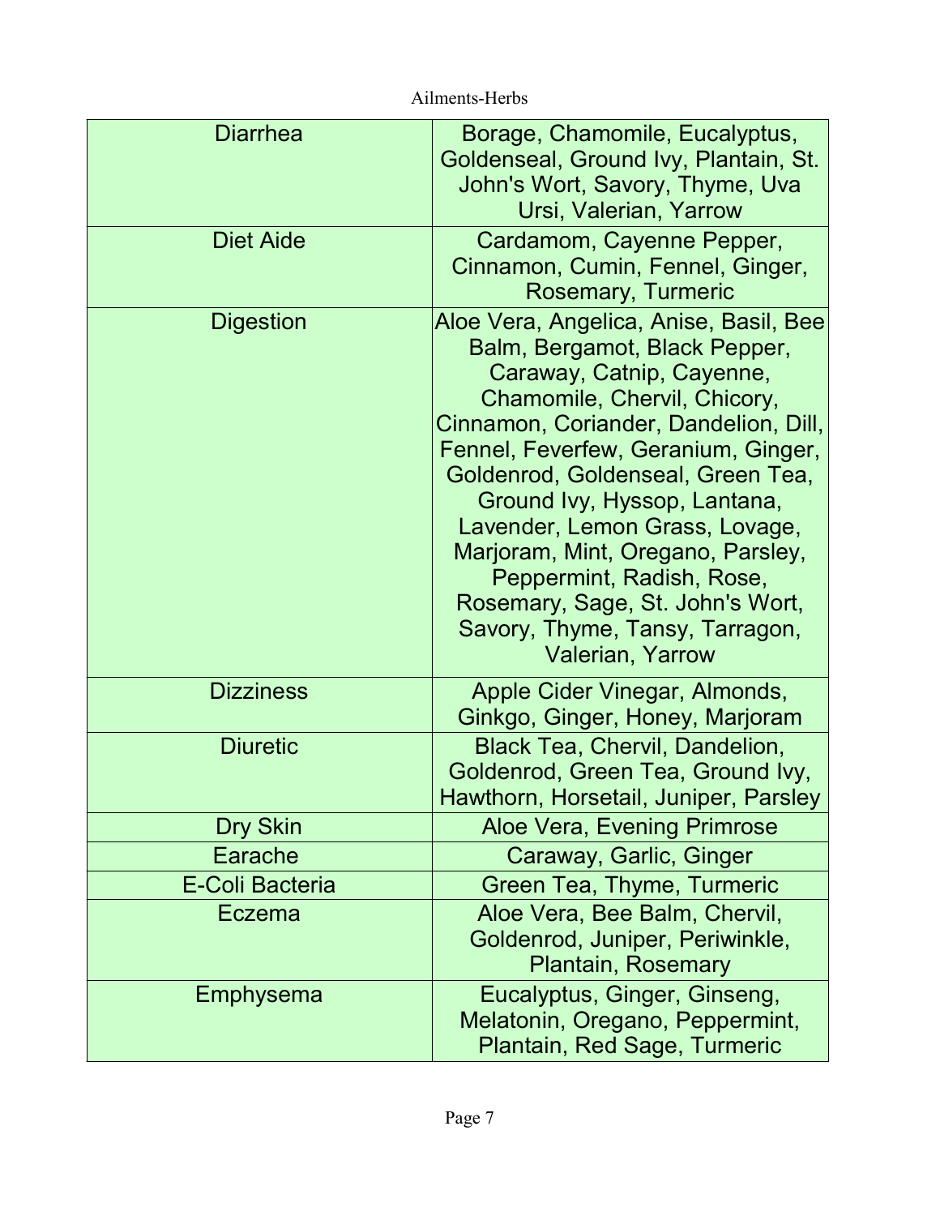| Diarrhea | Borage, Chamomile, Eucalyptus, Goldenseal, Ground Ivy, Plantain, St. John's Wort, Savory, Thyme, Uva Ursi, Valerian, Yarrow |
| --- | --- |
| Diet Aide | Cardamom, Cayenne Pepper, Cinnamon, Cumin, Fennel, Ginger, Rosemary, Turmeric |
| Digestion | Aloe Vera, Angelica, Anise, Basil, Bee Balm, Bergamot, Black Pepper, Caraway, Catnip, Cayenne, Chamomile, Chervil, Chicory, Cinnamon, Coriander, Dandelion, Dill, Fennel, Feverfew, Geranium, Ginger, Goldenrod, Goldenseal, Green Tea, Ground Ivy, Hyssop, Lantana, Lavender, Lemon Grass, Lovage, Marjoram, Mint, Oregano, Parsley, Peppermint, Radish, Rose, Rosemary, Sage, St. John's Wort, Savory, Thyme, Tansy, Tarragon, Valerian, Yarrow |
| Dizziness | Apple Cider Vinegar, Almonds, Ginkgo, Ginger, Honey, Marjoram |
| Diuretic | Black Tea, Chervil, Dandelion, Goldenrod, Green Tea, Ground Ivy, Hawthorn, Horsetail, Juniper, Parsley |
| Dry Skin | Aloe Vera, Evening Primrose |
| Earache | Caraway, Garlic, Ginger |
| E-Coli Bacteria | Green Tea, Thyme, Turmeric |
| Eczema | Aloe Vera, Bee Balm, Chervil, Goldenrod, Juniper, Periwinkle, Plantain, Rosemary |
| Emphysema | Eucalyptus, Ginger, Ginseng, Melatonin, Oregano, Peppermint, Plantain, Red Sage, Turmeric |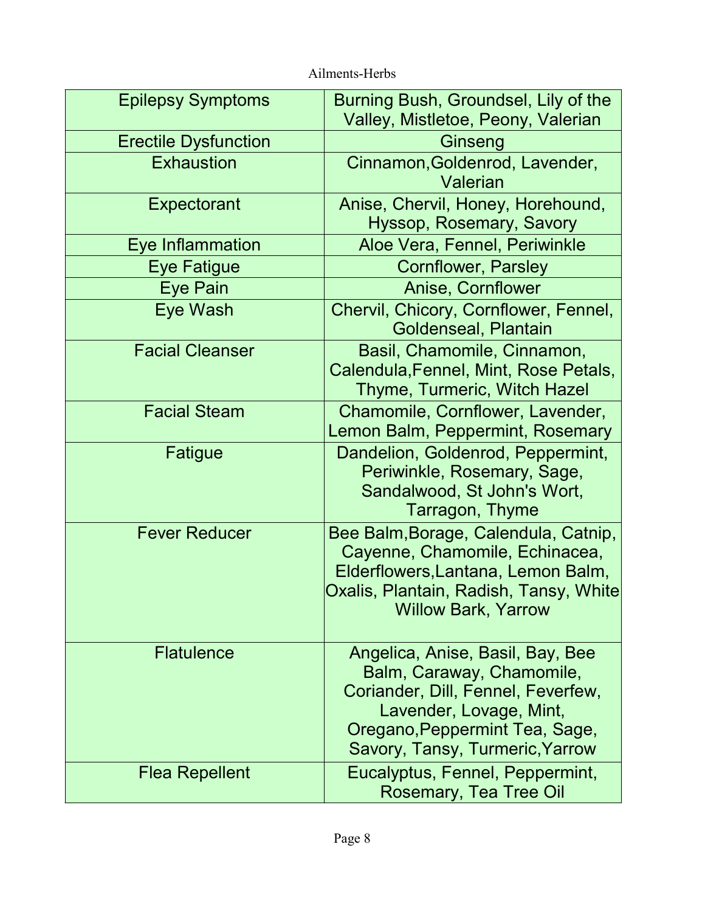| Ailments | Herbs |
|---|---|
| Epilepsy Symptoms | Burning Bush, Groundsel, Lily of the Valley, Mistletoe, Peony, Valerian |
| Erectile Dysfunction | Ginseng |
| Exhaustion | Cinnamon,Goldenrod, Lavender, Valerian |
| Expectorant | Anise, Chervil, Honey, Horehound, Hyssop, Rosemary, Savory |
| Eye Inflammation | Aloe Vera, Fennel, Periwinkle |
| Eye Fatigue | Cornflower, Parsley |
| Eye Pain | Anise, Cornflower |
| Eye Wash | Chervil, Chicory, Cornflower, Fennel, Goldenseal, Plantain |
| Facial Cleanser | Basil, Chamomile, Cinnamon, Calendula,Fennel, Mint, Rose Petals, Thyme, Turmeric, Witch Hazel |
| Facial Steam | Chamomile, Cornflower, Lavender, Lemon Balm, Peppermint, Rosemary |
| Fatigue | Dandelion, Goldenrod, Peppermint, Periwinkle, Rosemary, Sage, Sandalwood, St John's Wort, Tarragon, Thyme |
| Fever Reducer | Bee Balm,Borage, Calendula, Catnip, Cayenne, Chamomile, Echinacea, Elderflowers,Lantana, Lemon Balm, Oxalis, Plantain, Radish, Tansy, White Willow Bark, Yarrow |
| Flatulence | Angelica, Anise, Basil, Bay, Bee Balm, Caraway, Chamomile, Coriander, Dill, Fennel, Feverfew, Lavender, Lovage, Mint, Oregano,Peppermint Tea, Sage, Savory, Tansy, Turmeric,Yarrow |
| Flea Repellent | Eucalyptus, Fennel, Peppermint, Rosemary, Tea Tree Oil |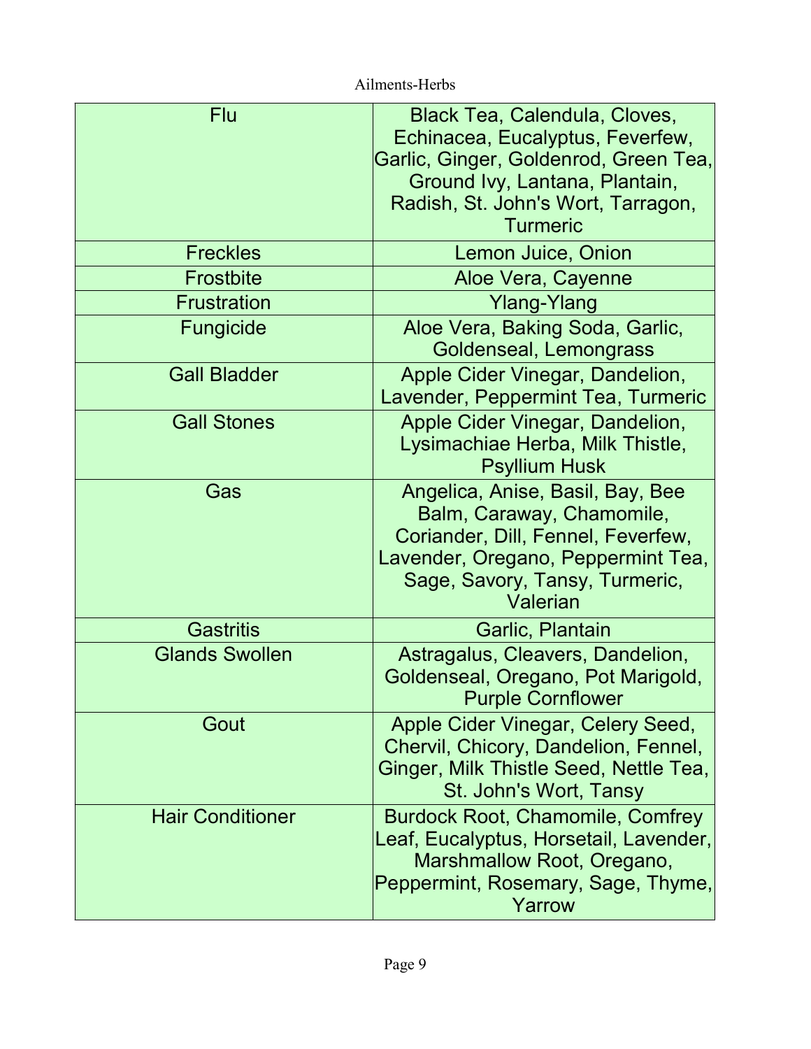| Flu | Black Tea, Calendula, Cloves, Echinacea, Eucalyptus, Feverfew, Garlic, Ginger, Goldenrod, Green Tea, Ground Ivy, Lantana, Plantain, Radish, St. John's Wort, Tarragon, Turmeric |
|---|---|
| Freckles | Lemon Juice, Onion |
| Frostbite | Aloe Vera, Cayenne |
| Frustration | Ylang-Ylang |
| Fungicide | Aloe Vera, Baking Soda, Garlic, Goldenseal, Lemongrass |
| Gall Bladder | Apple Cider Vinegar, Dandelion, Lavender, Peppermint Tea, Turmeric |
| Gall Stones | Apple Cider Vinegar, Dandelion, Lysimachiae Herba, Milk Thistle, Psyllium Husk |
| Gas | Angelica, Anise, Basil, Bay, Bee Balm, Caraway, Chamomile, Coriander, Dill, Fennel, Feverfew, Lavender, Oregano, Peppermint Tea, Sage, Savory, Tansy, Turmeric, Valerian |
| Gastritis | Garlic, Plantain |
| Glands Swollen | Astragalus, Cleavers, Dandelion, Goldenseal, Oregano, Pot Marigold, Purple Cornflower |
| Gout | Apple Cider Vinegar, Celery Seed, Chervil, Chicory, Dandelion, Fennel, Ginger, Milk Thistle Seed, Nettle Tea, St. John's Wort, Tansy |
| Hair Conditioner | Burdock Root, Chamomile, Comfrey Leaf, Eucalyptus, Horsetail, Lavender, Marshmallow Root, Oregano, Peppermint, Rosemary, Sage, Thyme, Yarrow |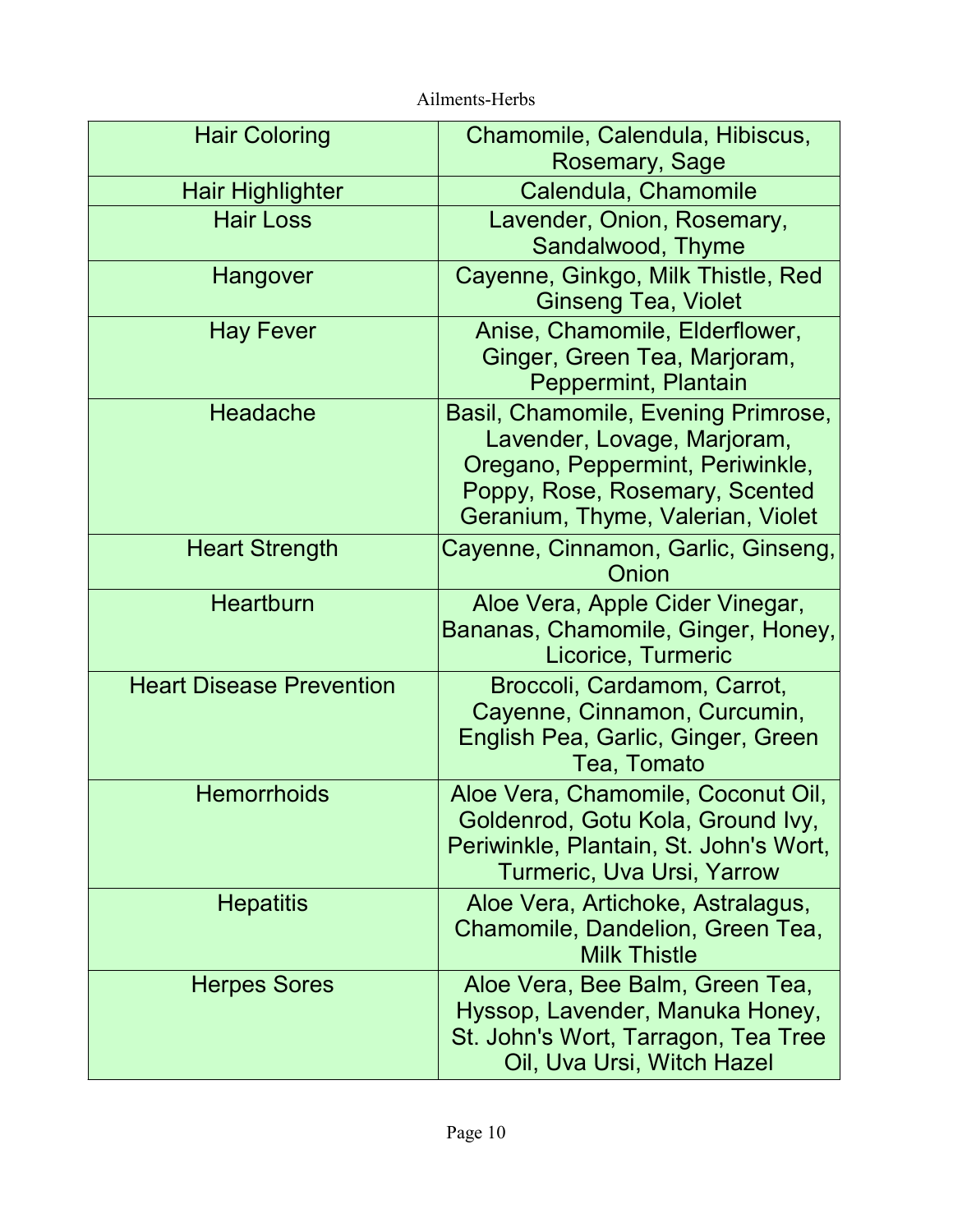| Hair Coloring | Chamomile, Calendula, Hibiscus, Rosemary, Sage |
|---|---|
| Hair Highlighter | Calendula, Chamomile |
| Hair Loss | Lavender, Onion, Rosemary, Sandalwood, Thyme |
| Hangover | Cayenne, Ginkgo, Milk Thistle, Red Ginseng Tea, Violet |
| Hay Fever | Anise, Chamomile, Elderflower, Ginger, Green Tea, Marjoram, Peppermint, Plantain |
| Headache | Basil, Chamomile, Evening Primrose, Lavender, Lovage, Marjoram, Oregano, Peppermint, Periwinkle, Poppy, Rose, Rosemary, Scented Geranium, Thyme, Valerian, Violet |
| Heart Strength | Cayenne, Cinnamon, Garlic, Ginseng, Onion |
| Heartburn | Aloe Vera, Apple Cider Vinegar, Bananas, Chamomile, Ginger, Honey, Licorice, Turmeric |
| Heart Disease Prevention | Broccoli, Cardamom, Carrot, Cayenne, Cinnamon, Curcumin, English Pea, Garlic, Ginger, Green Tea, Tomato |
| Hemorrhoids | Aloe Vera, Chamomile, Coconut Oil, Goldenrod, Gotu Kola, Ground Ivy, Periwinkle, Plantain, St. John's Wort, Turmeric, Uva Ursi, Yarrow |
| Hepatitis | Aloe Vera, Artichoke, Astralagus, Chamomile, Dandelion, Green Tea, Milk Thistle |
| Herpes Sores | Aloe Vera, Bee Balm, Green Tea, Hyssop, Lavender, Manuka Honey, St. John's Wort, Tarragon, Tea Tree Oil, Uva Ursi, Witch Hazel |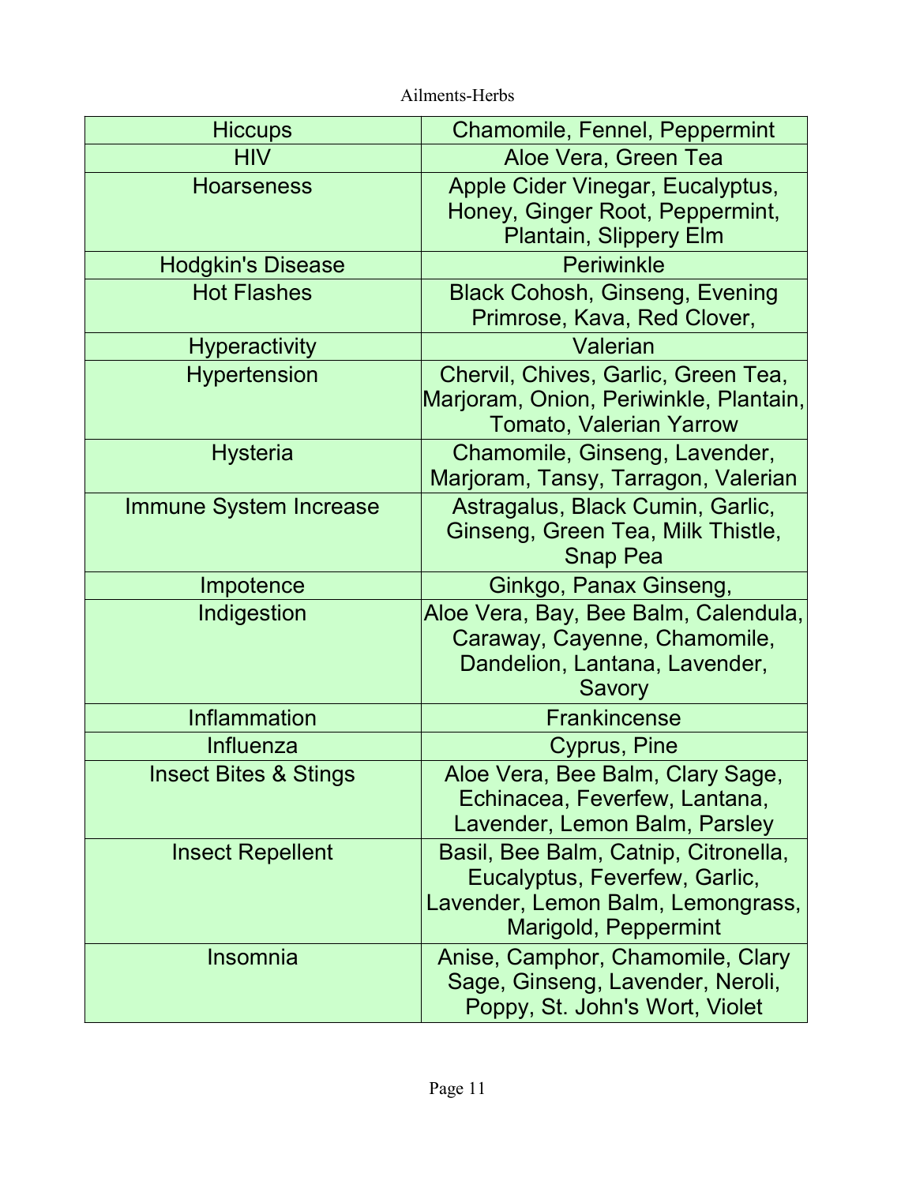| Ailments | Herbs |
| --- | --- |
| Hiccups | Chamomile, Fennel, Peppermint |
| HIV | Aloe Vera, Green Tea |
| Hoarseness | Apple Cider Vinegar, Eucalyptus, Honey, Ginger Root, Peppermint, Plantain, Slippery Elm |
| Hodgkin's Disease | Periwinkle |
| Hot Flashes | Black Cohosh, Ginseng, Evening Primrose, Kava, Red Clover, |
| Hyperactivity | Valerian |
| Hypertension | Chervil, Chives, Garlic, Green Tea, Marjoram, Onion, Periwinkle, Plantain, Tomato, Valerian Yarrow |
| Hysteria | Chamomile, Ginseng, Lavender, Marjoram, Tansy, Tarragon, Valerian |
| Immune System Increase | Astragalus, Black Cumin, Garlic, Ginseng, Green Tea, Milk Thistle, Snap Pea |
| Impotence | Ginkgo, Panax Ginseng, |
| Indigestion | Aloe Vera, Bay, Bee Balm, Calendula, Caraway, Cayenne, Chamomile, Dandelion, Lantana, Lavender, Savory |
| Inflammation | Frankincense |
| Influenza | Cyprus, Pine |
| Insect Bites & Stings | Aloe Vera, Bee Balm, Clary Sage, Echinacea, Feverfew, Lantana, Lavender, Lemon Balm, Parsley |
| Insect Repellent | Basil, Bee Balm, Catnip, Citronella, Eucalyptus, Feverfew, Garlic, Lavender, Lemon Balm, Lemongrass, Marigold, Peppermint |
| Insomnia | Anise, Camphor, Chamomile, Clary Sage, Ginseng, Lavender, Neroli, Poppy, St. John's Wort, Violet |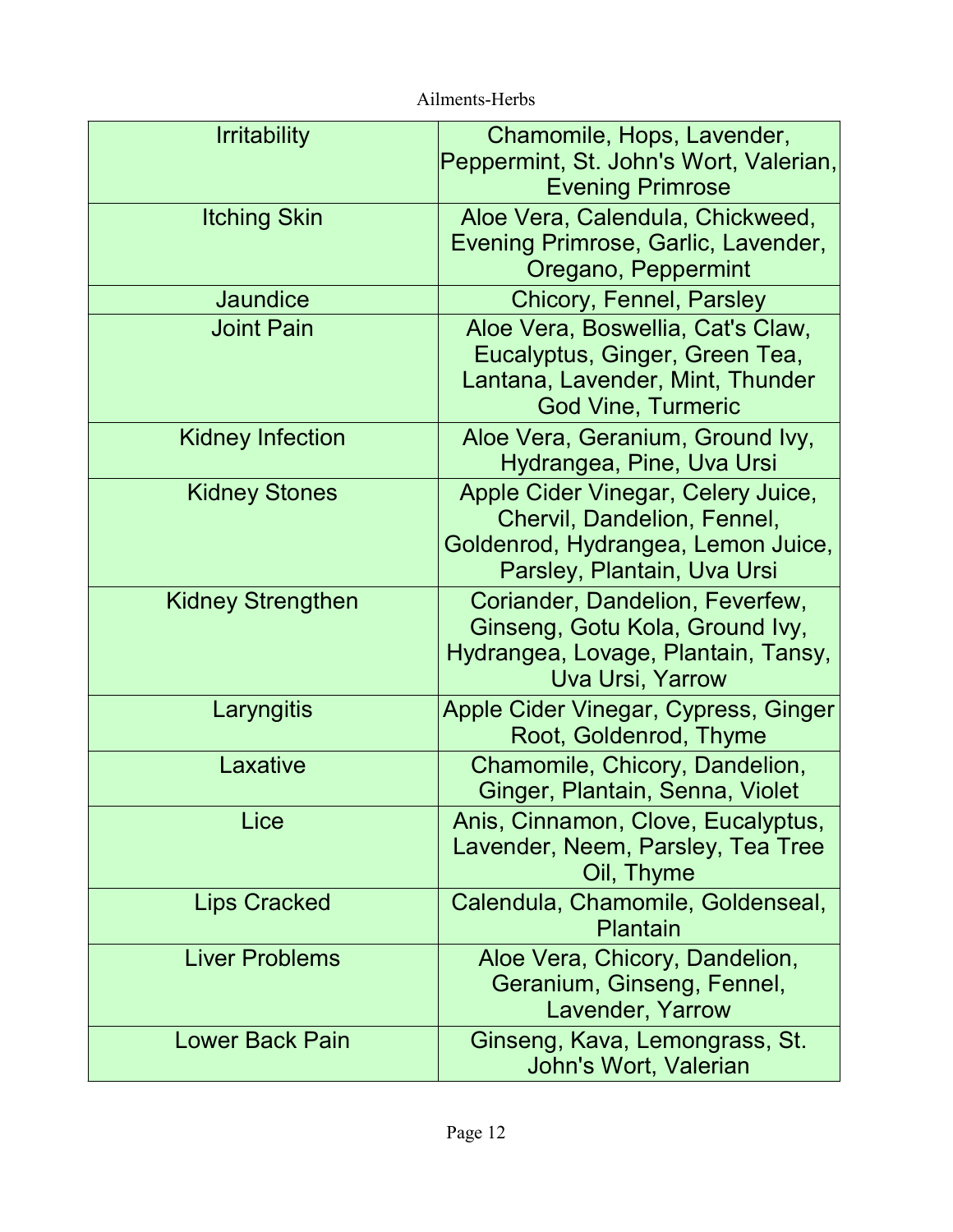| Irritability | Chamomile, Hops, Lavender, Peppermint, St. John's Wort, Valerian, Evening Primrose |
| --- | --- |
| Itching Skin | Aloe Vera, Calendula, Chickweed, Evening Primrose, Garlic, Lavender, Oregano, Peppermint |
| Jaundice | Chicory, Fennel, Parsley |
| Joint Pain | Aloe Vera, Boswellia, Cat's Claw, Eucalyptus, Ginger, Green Tea, Lantana, Lavender, Mint, Thunder God Vine, Turmeric |
| Kidney Infection | Aloe Vera, Geranium, Ground Ivy, Hydrangea, Pine, Uva Ursi |
| Kidney Stones | Apple Cider Vinegar, Celery Juice, Chervil, Dandelion, Fennel, Goldenrod, Hydrangea, Lemon Juice, Parsley, Plantain, Uva Ursi |
| Kidney Strengthen | Coriander, Dandelion, Feverfew, Ginseng, Gotu Kola, Ground Ivy, Hydrangea, Lovage, Plantain, Tansy, Uva Ursi, Yarrow |
| Laryngitis | Apple Cider Vinegar, Cypress, Ginger Root, Goldenrod, Thyme |
| Laxative | Chamomile, Chicory, Dandelion, Ginger, Plantain, Senna, Violet |
| Lice | Anis, Cinnamon, Clove, Eucalyptus, Lavender, Neem, Parsley, Tea Tree Oil, Thyme |
| Lips Cracked | Calendula, Chamomile, Goldenseal, Plantain |
| Liver Problems | Aloe Vera, Chicory, Dandelion, Geranium, Ginseng, Fennel, Lavender, Yarrow |
| Lower Back Pain | Ginseng, Kava, Lemongrass, St. John's Wort, Valerian |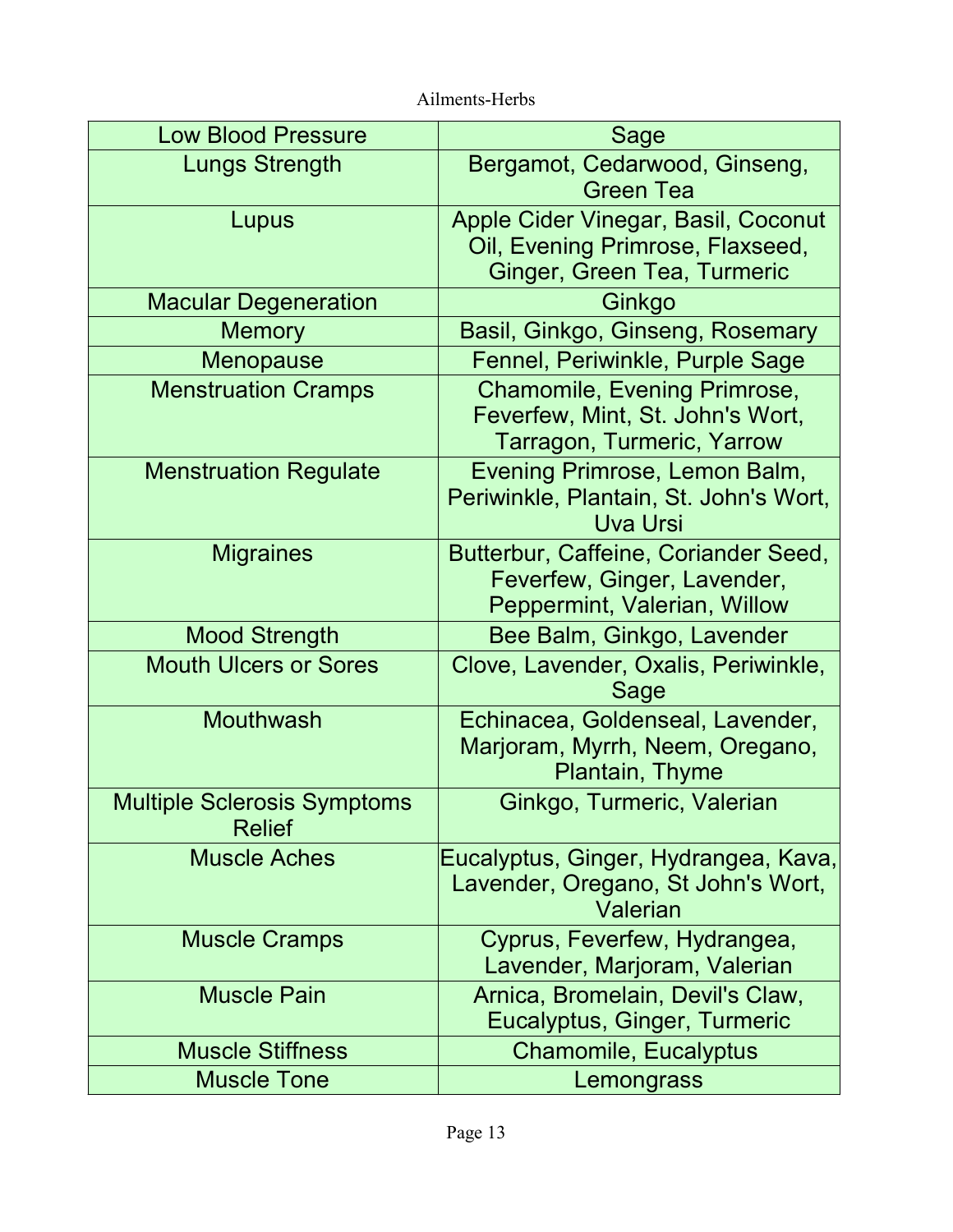| Low Blood Pressure | Sage |
|---|---|
| Lungs Strength | Bergamot, Cedarwood, Ginseng, Green Tea |
| Lupus | Apple Cider Vinegar, Basil, Coconut Oil, Evening Primrose, Flaxseed, Ginger, Green Tea, Turmeric |
| Macular Degeneration | Ginkgo |
| Memory | Basil, Ginkgo, Ginseng, Rosemary |
| Menopause | Fennel, Periwinkle, Purple Sage |
| Menstruation Cramps | Chamomile, Evening Primrose, Feverfew, Mint, St. John's Wort, Tarragon, Turmeric, Yarrow |
| Menstruation Regulate | Evening Primrose, Lemon Balm, Periwinkle, Plantain, St. John's Wort, Uva Ursi |
| Migraines | Butterbur, Caffeine, Coriander Seed, Feverfew, Ginger, Lavender, Peppermint, Valerian, Willow |
| Mood Strength | Bee Balm, Ginkgo, Lavender |
| Mouth Ulcers or Sores | Clove, Lavender, Oxalis, Periwinkle, Sage |
| Mouthwash | Echinacea, Goldenseal, Lavender, Marjoram, Myrrh, Neem, Oregano, Plantain, Thyme |
| Multiple Sclerosis Symptoms Relief | Ginkgo, Turmeric, Valerian |
| Muscle Aches | Eucalyptus, Ginger, Hydrangea, Kava, Lavender, Oregano, St John's Wort, Valerian |
| Muscle Cramps | Cyprus, Feverfew, Hydrangea, Lavender, Marjoram, Valerian |
| Muscle Pain | Arnica, Bromelain, Devil's Claw, Eucalyptus, Ginger, Turmeric |
| Muscle Stiffness | Chamomile, Eucalyptus |
| Muscle Tone | Lemongrass |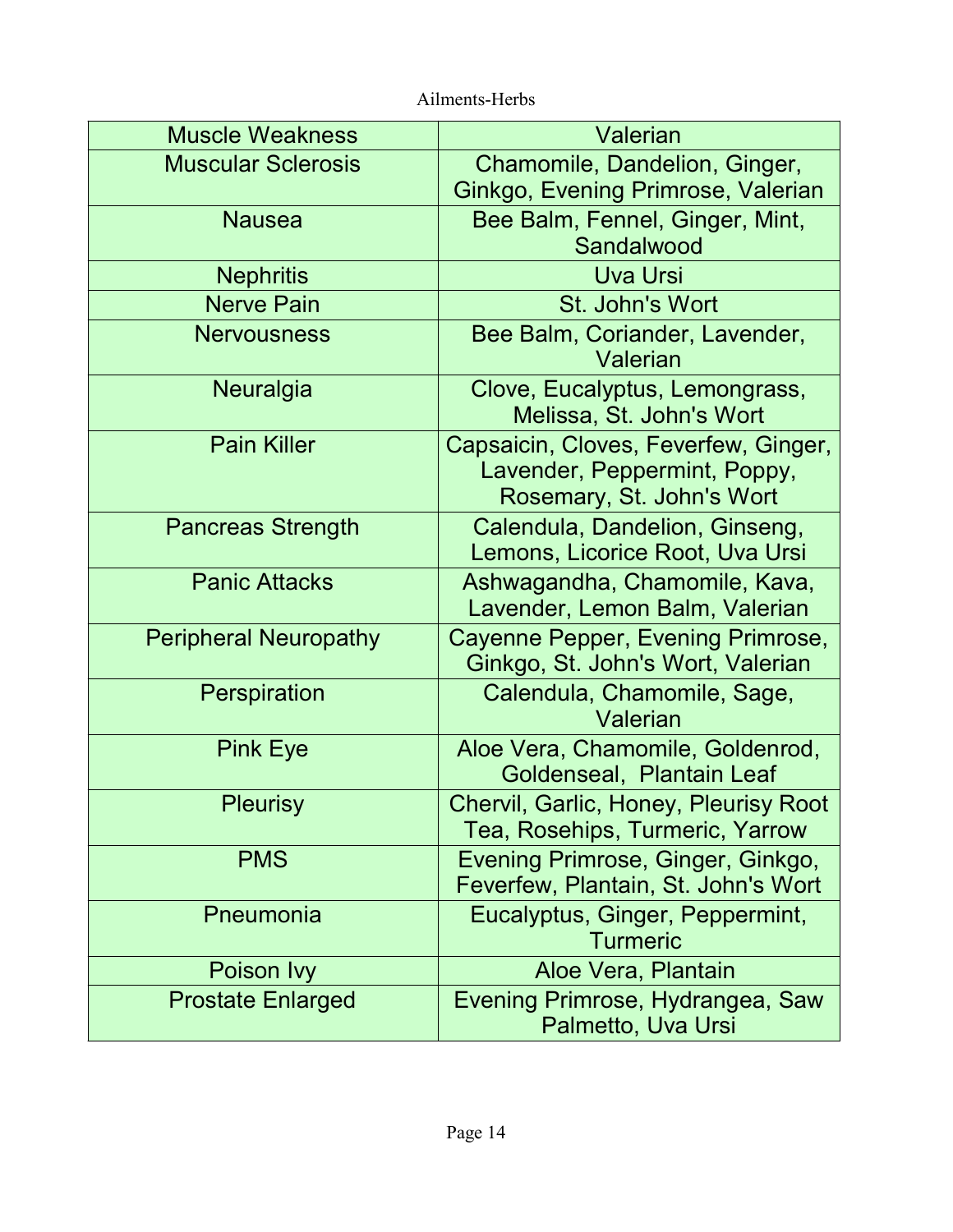Ailments-Herbs

| Muscle Weakness | Valerian |
|---|---|
| Muscular Sclerosis | Chamomile, Dandelion, Ginger, Ginkgo, Evening Primrose, Valerian |
| Nausea | Bee Balm, Fennel, Ginger, Mint, Sandalwood |
| Nephritis | Uva Ursi |
| Nerve Pain | St. John's Wort |
| Nervousness | Bee Balm, Coriander, Lavender, Valerian |
| Neuralgia | Clove, Eucalyptus, Lemongrass, Melissa, St. John's Wort |
| Pain Killer | Capsaicin, Cloves, Feverfew, Ginger, Lavender, Peppermint, Poppy, Rosemary, St. John's Wort |
| Pancreas Strength | Calendula, Dandelion, Ginseng, Lemons, Licorice Root, Uva Ursi |
| Panic Attacks | Ashwagandha, Chamomile, Kava, Lavender, Lemon Balm, Valerian |
| Peripheral Neuropathy | Cayenne Pepper, Evening Primrose, Ginkgo, St. John's Wort, Valerian |
| Perspiration | Calendula, Chamomile, Sage, Valerian |
| Pink Eye | Aloe Vera, Chamomile, Goldenrod, Goldenseal, Plantain Leaf |
| Pleurisy | Chervil, Garlic, Honey, Pleurisy Root Tea, Rosehips, Turmeric, Yarrow |
| PMS | Evening Primrose, Ginger, Ginkgo, Feverfew, Plantain, St. John's Wort |
| Pneumonia | Eucalyptus, Ginger, Peppermint, Turmeric |
| Poison Ivy | Aloe Vera, Plantain |
| Prostate Enlarged | Evening Primrose, Hydrangea, Saw Palmetto, Uva Ursi |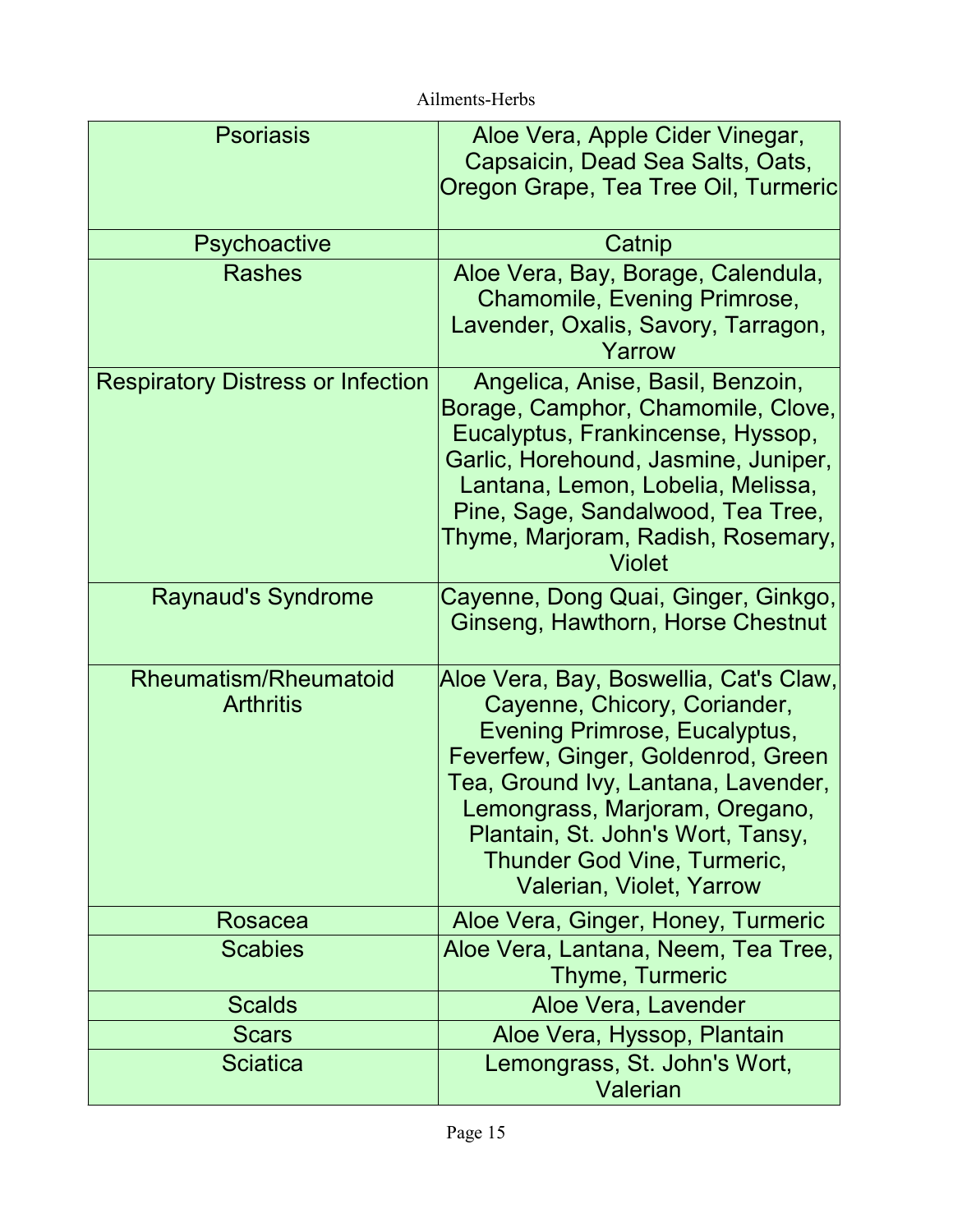| Ailment | Herbs |
|---|---|
| Psoriasis | Aloe Vera, Apple Cider Vinegar, Capsaicin, Dead Sea Salts, Oats, Oregon Grape, Tea Tree Oil, Turmeric |
| Psychoactive | Catnip |
| Rashes | Aloe Vera, Bay, Borage, Calendula, Chamomile, Evening Primrose, Lavender, Oxalis, Savory, Tarragon, Yarrow |
| Respiratory Distress or Infection | Angelica, Anise, Basil, Benzoin, Borage, Camphor, Chamomile, Clove, Eucalyptus, Frankincense, Hyssop, Garlic, Horehound, Jasmine, Juniper, Lantana, Lemon, Lobelia, Melissa, Pine, Sage, Sandalwood, Tea Tree, Thyme, Marjoram, Radish, Rosemary, Violet |
| Raynaud's Syndrome | Cayenne, Dong Quai, Ginger, Ginkgo, Ginseng, Hawthorn, Horse Chestnut |
| Rheumatism/Rheumatoid Arthritis | Aloe Vera, Bay, Boswellia, Cat's Claw, Cayenne, Chicory, Coriander, Evening Primrose, Eucalyptus, Feverfew, Ginger, Goldenrod, Green Tea, Ground Ivy, Lantana, Lavender, Lemongrass, Marjoram, Oregano, Plantain, St. John's Wort, Tansy, Thunder God Vine, Turmeric, Valerian, Violet, Yarrow |
| Rosacea | Aloe Vera, Ginger, Honey, Turmeric |
| Scabies | Aloe Vera, Lantana, Neem, Tea Tree, Thyme, Turmeric |
| Scalds | Aloe Vera, Lavender |
| Scars | Aloe Vera, Hyssop, Plantain |
| Sciatica | Lemongrass, St. John's Wort, Valerian |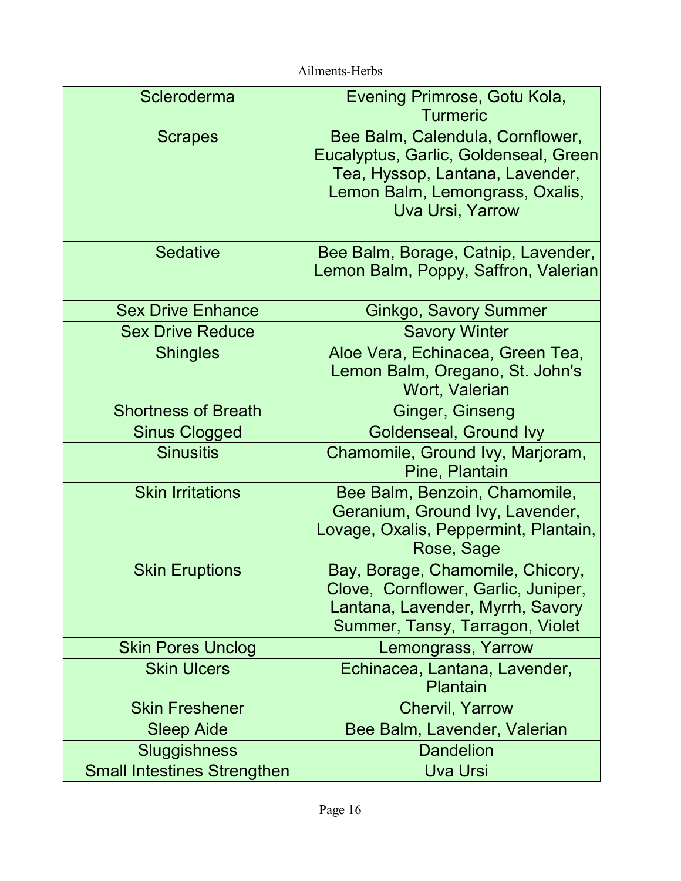| Scleroderma | Evening Primrose, Gotu Kola, Turmeric |
|---|---|
| Scrapes | Bee Balm, Calendula, Cornflower, Eucalyptus, Garlic, Goldenseal, Green Tea, Hyssop, Lantana, Lavender, Lemon Balm, Lemongrass, Oxalis, Uva Ursi, Yarrow |
| Sedative | Bee Balm, Borage, Catnip, Lavender, Lemon Balm, Poppy, Saffron, Valerian |
| Sex Drive Enhance | Ginkgo, Savory Summer |
| Sex Drive Reduce | Savory Winter |
| Shingles | Aloe Vera, Echinacea, Green Tea, Lemon Balm, Oregano, St. John's Wort, Valerian |
| Shortness of Breath | Ginger, Ginseng |
| Sinus Clogged | Goldenseal, Ground Ivy |
| Sinusitis | Chamomile, Ground Ivy, Marjoram, Pine, Plantain |
| Skin Irritations | Bee Balm, Benzoin, Chamomile, Geranium, Ground Ivy, Lavender, Lovage, Oxalis, Peppermint, Plantain, Rose, Sage |
| Skin Eruptions | Bay, Borage, Chamomile, Chicory, Clove, Cornflower, Garlic, Juniper, Lantana, Lavender, Myrrh, Savory Summer, Tansy, Tarragon, Violet |
| Skin Pores Unclog | Lemongrass, Yarrow |
| Skin Ulcers | Echinacea, Lantana, Lavender, Plantain |
| Skin Freshener | Chervil, Yarrow |
| Sleep Aide | Bee Balm, Lavender, Valerian |
| Sluggishness | Dandelion |
| Small Intestines Strengthen | Uva Ursi |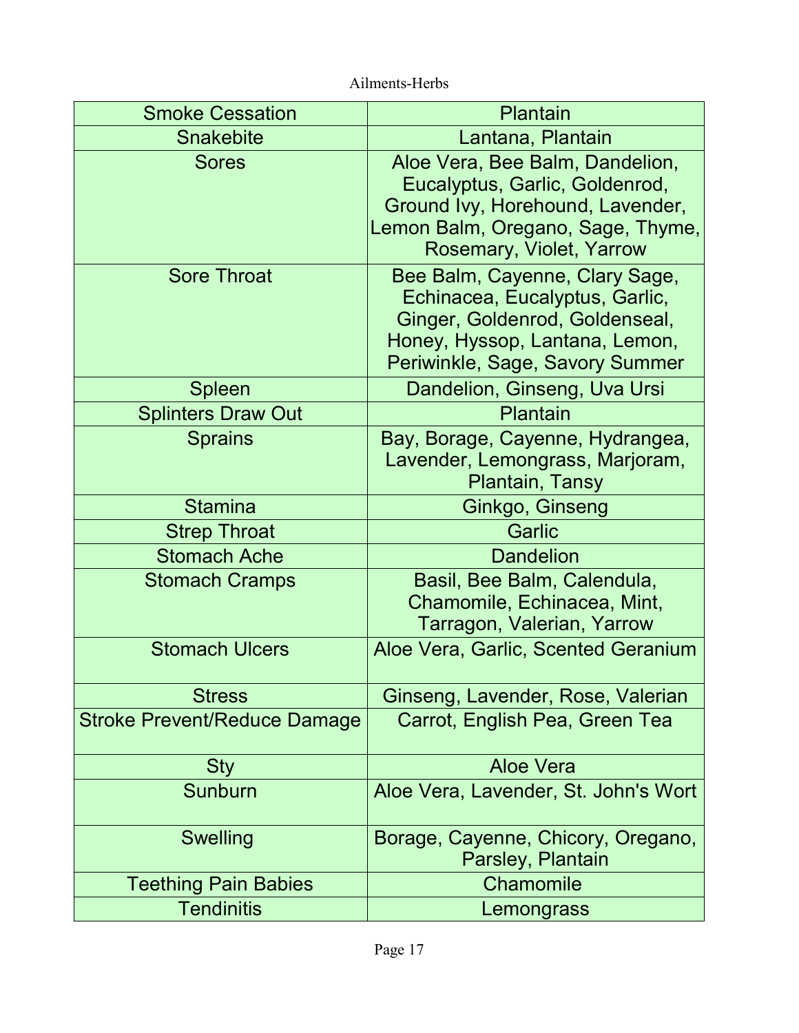| Smoke Cessation | Plantain |
|---|---|
| Snakebite | Lantana, Plantain |
| Sores | Aloe Vera, Bee Balm, Dandelion, Eucalyptus, Garlic, Goldenrod, Ground Ivy, Horehound, Lavender, Lemon Balm, Oregano, Sage, Thyme, Rosemary, Violet, Yarrow |
| Sore Throat | Bee Balm, Cayenne, Clary Sage, Echinacea, Eucalyptus, Garlic, Ginger, Goldenrod, Goldenseal, Honey, Hyssop, Lantana, Lemon, Periwinkle, Sage, Savory Summer |
| Spleen | Dandelion, Ginseng, Uva Ursi |
| Splinters Draw Out | Plantain |
| Sprains | Bay, Borage, Cayenne, Hydrangea, Lavender, Lemongrass, Marjoram, Plantain, Tansy |
| Stamina | Ginkgo, Ginseng |
| Strep Throat | Garlic |
| Stomach Ache | Dandelion |
| Stomach Cramps | Basil, Bee Balm, Calendula, Chamomile, Echinacea, Mint, Tarragon, Valerian, Yarrow |
| Stomach Ulcers | Aloe Vera, Garlic, Scented Geranium |
| Stress | Ginseng, Lavender, Rose, Valerian |
| Stroke Prevent/Reduce Damage | Carrot, English Pea, Green Tea |
| Sty | Aloe Vera |
| Sunburn | Aloe Vera, Lavender, St. John's Wort |
| Swelling | Borage, Cayenne, Chicory, Oregano, Parsley, Plantain |
| Teething Pain Babies | Chamomile |
| Tendinitis | Lemongrass |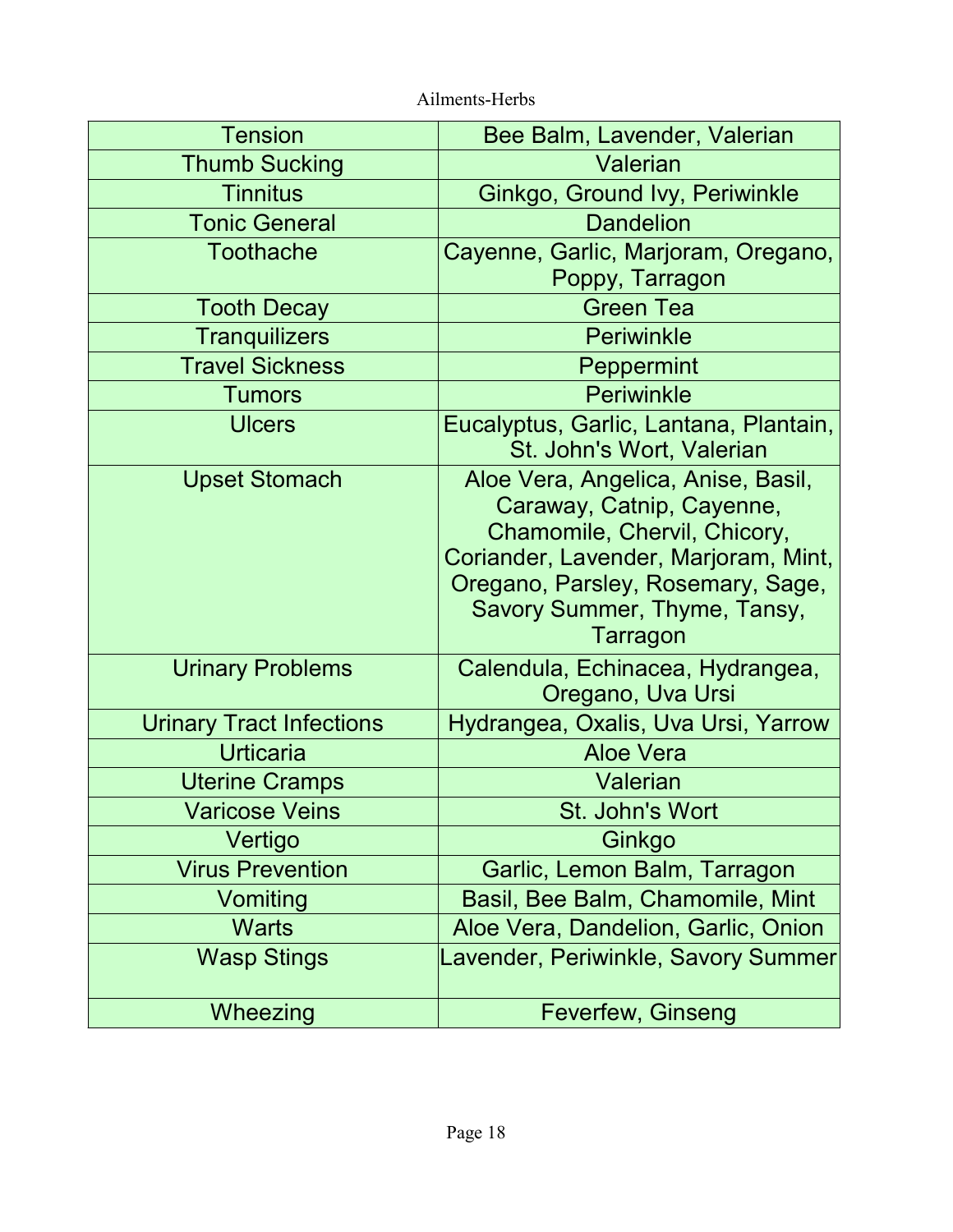Ailments-Herbs

| Tension | Bee Balm, Lavender, Valerian |
|---|---|
| Thumb Sucking | Valerian |
| Tinnitus | Ginkgo, Ground Ivy, Periwinkle |
| Tonic General | Dandelion |
| Toothache | Cayenne, Garlic, Marjoram, Oregano, Poppy, Tarragon |
| Tooth Decay | Green Tea |
| Tranquilizers | Periwinkle |
| Travel Sickness | Peppermint |
| Tumors | Periwinkle |
| Ulcers | Eucalyptus, Garlic, Lantana, Plantain, St. John's Wort, Valerian |
| Upset Stomach | Aloe Vera, Angelica, Anise, Basil, Caraway, Catnip, Cayenne, Chamomile, Chervil, Chicory, Coriander, Lavender, Marjoram, Mint, Oregano, Parsley, Rosemary, Sage, Savory Summer, Thyme, Tansy, Tarragon |
| Urinary Problems | Calendula, Echinacea, Hydrangea, Oregano, Uva Ursi |
| Urinary Tract Infections | Hydrangea, Oxalis, Uva Ursi, Yarrow |
| Urticaria | Aloe Vera |
| Uterine Cramps | Valerian |
| Varicose Veins | St. John's Wort |
| Vertigo | Ginkgo |
| Virus Prevention | Garlic, Lemon Balm, Tarragon |
| Vomiting | Basil, Bee Balm, Chamomile, Mint |
| Warts | Aloe Vera, Dandelion, Garlic, Onion |
| Wasp Stings | Lavender, Periwinkle, Savory Summer |
| Wheezing | Feverfew, Ginseng |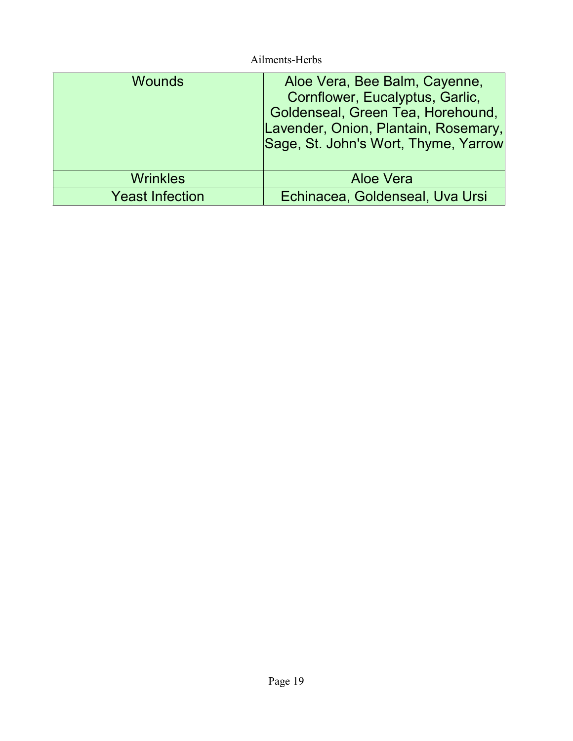| | |
|---|---|
| Wounds | Aloe Vera, Bee Balm, Cayenne, Cornflower, Eucalyptus, Garlic, Goldenseal, Green Tea, Horehound, Lavender, Onion, Plantain, Rosemary, Sage, St. John's Wort, Thyme, Yarrow |
| Wrinkles | Aloe Vera |
| Yeast Infection | Echinacea, Goldenseal, Uva Ursi |